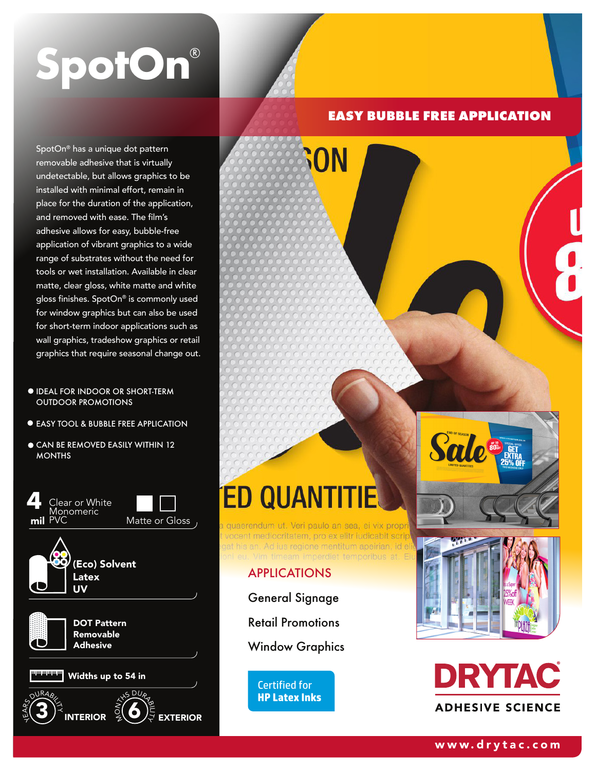# SpotOn®

## EASY BUBBLE FREE APPLICATION

SpotOn® has a unique dot pattern removable adhesive that is virtually undetectable, but allows graphics to be installed with minimal effort, remain in place for the duration of the application, and removed with ease. The film's adhesive allows for easy, bubble-free application of vibrant graphics to a wide range of substrates without the need for tools or wet installation. Available in clear matte, clear gloss, white matte and white gloss finishes. SpotOn® is commonly used for window graphics but can also be used for short-term indoor applications such as wall graphics, tradeshow graphics or retail graphics that require seasonal change out.

- IDEAL FOR INDOOR OR SHORT-TERM OUTDOOR PROMOTIONS
- EASY TOOL & BUBBLE FREE APPLICATION
- CAN BE REMOVED EASILY WITHIN 12 MONTHS

**4 mil** Clear or White Monomeric PVC — Matte or Gloss

**(Eco) Solvent**
**Latex**
**UV**

**DOT Pattern Removable Adhesive**

**Widths up to 54 in**

**3** YEARS DURABILITY **INTERIOR**

**6** MONTHS DURABILITY **EXTERIOR**

## APPLICATIONS

General Signage

Retail Promotions

Window Graphics

Certified for **HP Latex Inks**

**DRYTAC** ADHESIVE SCIENCE

www.drytac.com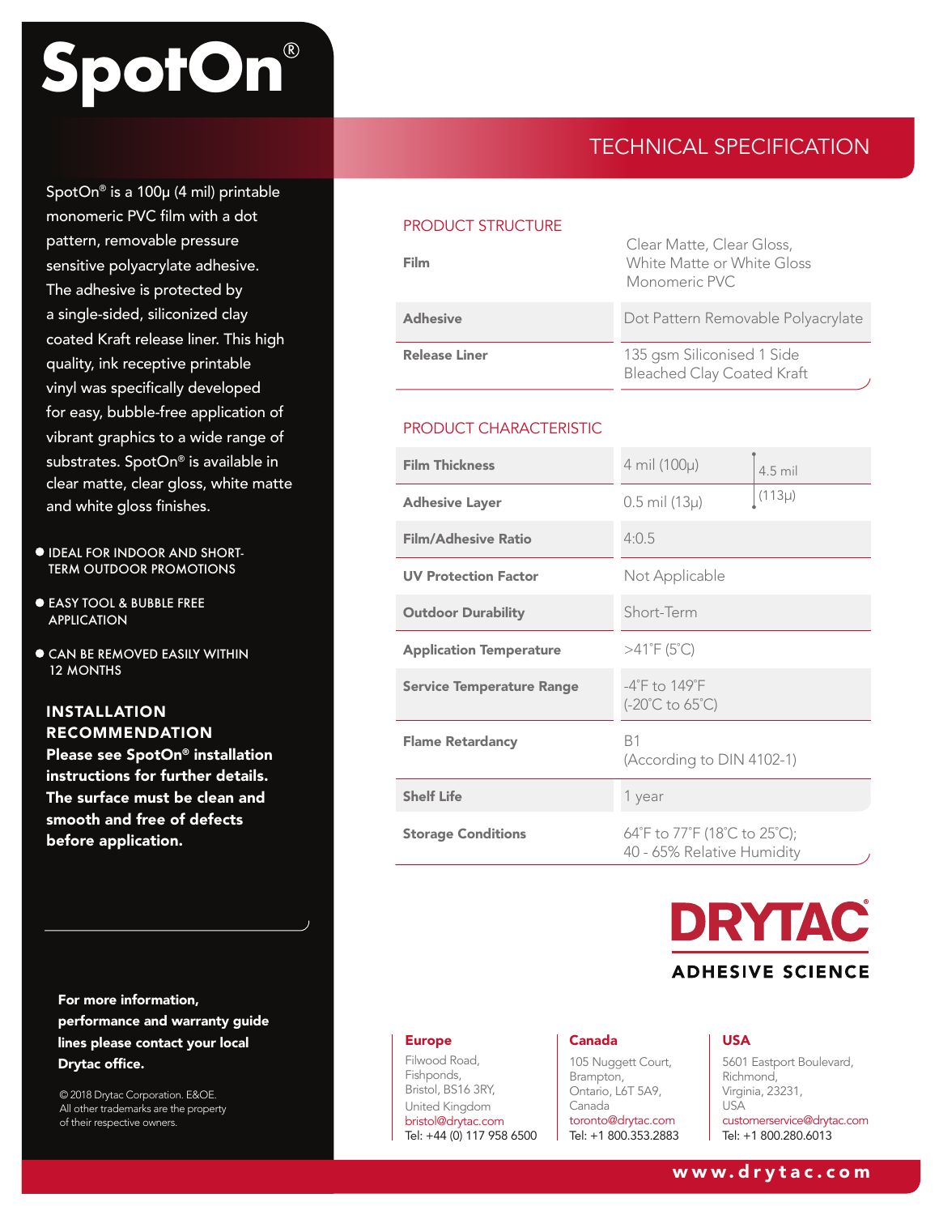# SpotOn®

SpotOn® is a 100µ (4 mil) printable monomeric PVC film with a dot pattern, removable pressure sensitive polyacrylate adhesive. The adhesive is protected by a single-sided, siliconized clay coated Kraft release liner. This high quality, ink receptive printable vinyl was specifically developed for easy, bubble-free application of vibrant graphics to a wide range of substrates. SpotOn® is available in clear matte, clear gloss, white matte and white gloss finishes.

- IDEAL FOR INDOOR AND SHORT-TERM OUTDOOR PROMOTIONS
- EASY TOOL & BUBBLE FREE APPLICATION
- CAN BE REMOVED EASILY WITHIN 12 MONTHS

### INSTALLATION RECOMMENDATION

**Please see SpotOn® installation instructions for further details. The surface must be clean and smooth and free of defects before application.**

**For more information, performance and warranty guide lines please contact your local Drytac office.**

© 2018 Drytac Corporation. E&OE.
All other trademarks are the property of their respective owners.

## TECHNICAL SPECIFICATION

### PRODUCT STRUCTURE

| | |
|---|---|
| **Film** | Clear Matte, Clear Gloss, White Matte or White Gloss Monomeric PVC |
| **Adhesive** | Dot Pattern Removable Polyacrylate |
| **Release Liner** | 135 gsm Siliconised 1 Side Bleached Clay Coated Kraft |

### PRODUCT CHARACTERISTIC

| | | |
|---|---|---|
| **Film Thickness** | 4 mil (100µ) | 4.5 mil (113µ) |
| **Adhesive Layer** | 0.5 mil (13µ) | |
| **Film/Adhesive Ratio** | 4:0.5 | |
| **UV Protection Factor** | Not Applicable | |
| **Outdoor Durability** | Short-Term | |
| **Application Temperature** | >41˚F (5˚C) | |
| **Service Temperature Range** | -4˚F to 149˚F (-20˚C to 65˚C) | |
| **Flame Retardancy** | B1 (According to DIN 4102-1) | |
| **Shelf Life** | 1 year | |
| **Storage Conditions** | 64˚F to 77˚F (18˚C to 25˚C); 40 - 65% Relative Humidity | |

DRYTAC®
ADHESIVE SCIENCE

**Europe**
Filwood Road,
Fishponds,
Bristol, BS16 3RY,
United Kingdom
bristol@drytac.com
Tel: +44 (0) 117 958 6500

**Canada**
105 Nuggett Court,
Brampton,
Ontario, L6T 5A9,
Canada
toronto@drytac.com
Tel: +1 800.353.2883

**USA**
5601 Eastport Boulevard,
Richmond,
Virginia, 23231,
USA
customerservice@drytac.com
Tel: +1 800.280.6013

www.drytac.com